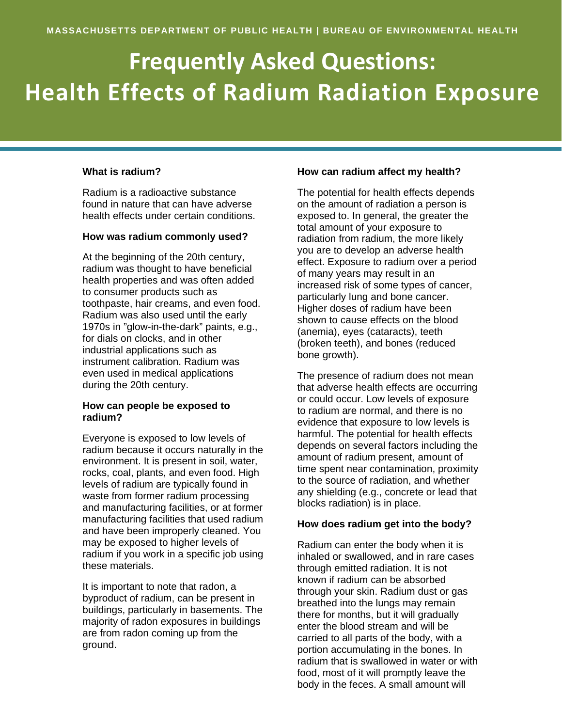MASSACHUSETTS DEPARTMENT OF PUBLIC HEALTH | BUREAU OF ENVIRONMENTAL HEALTH

# Frequently Asked Questions: Health Effects of Radium Radiation Exposure

**What is radium?**

Radium is a radioactive substance found in nature that can have adverse health effects under certain conditions.

**How was radium commonly used?**

At the beginning of the 20th century, radium was thought to have beneficial health properties and was often added to consumer products such as toothpaste, hair creams, and even food. Radium was also used until the early 1970s in "glow-in-the-dark" paints, e.g., for dials on clocks, and in other industrial applications such as instrument calibration. Radium was even used in medical applications during the 20th century.

**How can people be exposed to radium?**

Everyone is exposed to low levels of radium because it occurs naturally in the environment. It is present in soil, water, rocks, coal, plants, and even food. High levels of radium are typically found in waste from former radium processing and manufacturing facilities, or at former manufacturing facilities that used radium and have been improperly cleaned. You may be exposed to higher levels of radium if you work in a specific job using these materials.

It is important to note that radon, a byproduct of radium, can be present in buildings, particularly in basements. The majority of radon exposures in buildings are from radon coming up from the ground.

**How can radium affect my health?**

The potential for health effects depends on the amount of radiation a person is exposed to. In general, the greater the total amount of your exposure to radiation from radium, the more likely you are to develop an adverse health effect. Exposure to radium over a period of many years may result in an increased risk of some types of cancer, particularly lung and bone cancer. Higher doses of radium have been shown to cause effects on the blood (anemia), eyes (cataracts), teeth (broken teeth), and bones (reduced bone growth).

The presence of radium does not mean that adverse health effects are occurring or could occur. Low levels of exposure to radium are normal, and there is no evidence that exposure to low levels is harmful. The potential for health effects depends on several factors including the amount of radium present, amount of time spent near contamination, proximity to the source of radiation, and whether any shielding (e.g., concrete or lead that blocks radiation) is in place.

**How does radium get into the body?**

Radium can enter the body when it is inhaled or swallowed, and in rare cases through emitted radiation. It is not known if radium can be absorbed through your skin. Radium dust or gas breathed into the lungs may remain there for months, but it will gradually enter the blood stream and will be carried to all parts of the body, with a portion accumulating in the bones. In radium that is swallowed in water or with food, most of it will promptly leave the body in the feces. A small amount will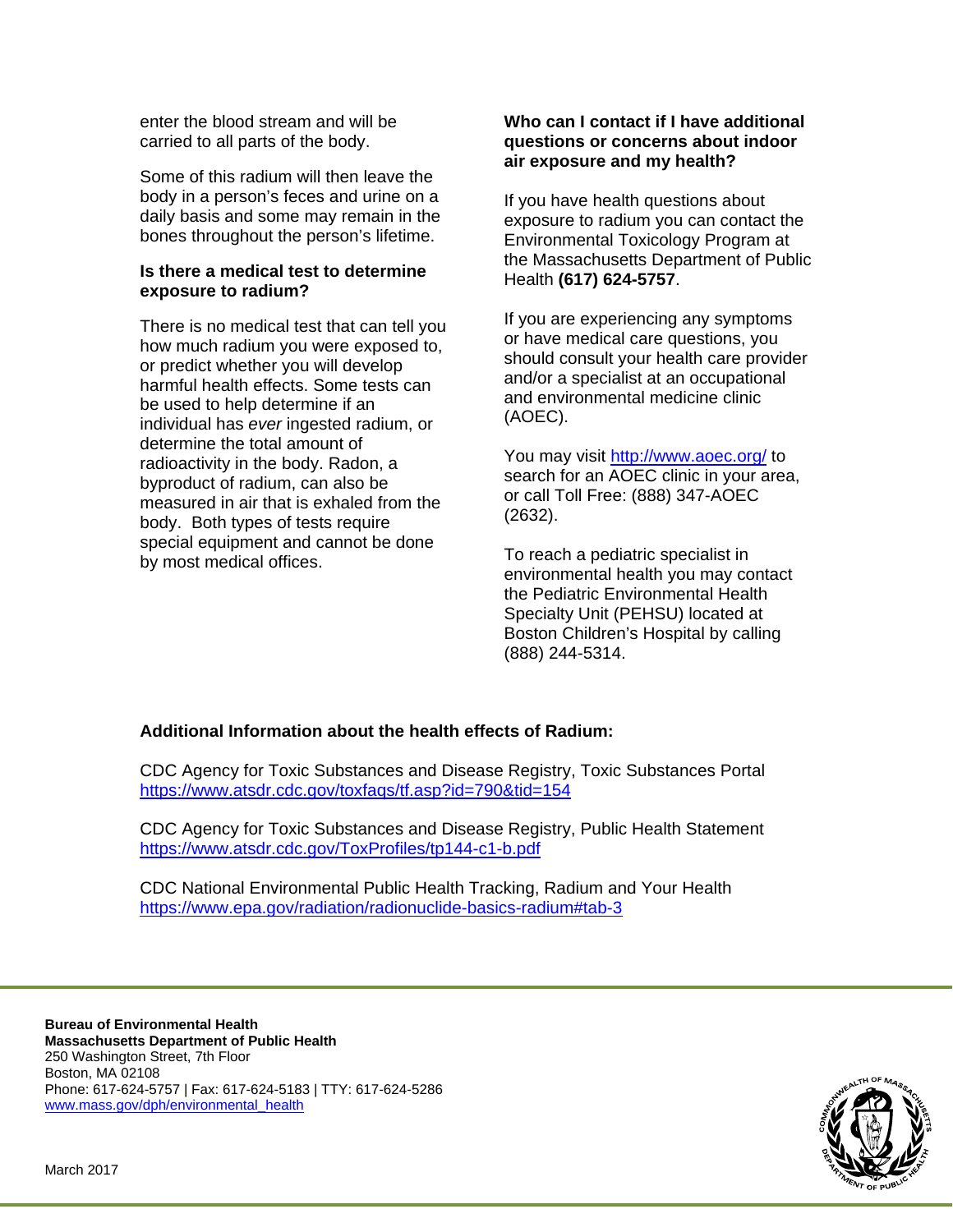enter the blood stream and will be carried to all parts of the body.

Some of this radium will then leave the body in a person's feces and urine on a daily basis and some may remain in the bones throughout the person's lifetime.

**Is there a medical test to determine exposure to radium?**

There is no medical test that can tell you how much radium you were exposed to, or predict whether you will develop harmful health effects. Some tests can be used to help determine if an individual has *ever* ingested radium, or determine the total amount of radioactivity in the body. Radon, a byproduct of radium, can also be measured in air that is exhaled from the body. Both types of tests require special equipment and cannot be done by most medical offices.

**Who can I contact if I have additional questions or concerns about indoor air exposure and my health?**

If you have health questions about exposure to radium you can contact the Environmental Toxicology Program at the Massachusetts Department of Public Health **(617) 624-5757**.

If you are experiencing any symptoms or have medical care questions, you should consult your health care provider and/or a specialist at an occupational and environmental medicine clinic (AOEC).

You may visit [http://www.aoec.org/](http://www.aoec.org/) to search for an AOEC clinic in your area, or call Toll Free: (888) 347-AOEC (2632).

To reach a pediatric specialist in environmental health you may contact the Pediatric Environmental Health Specialty Unit (PEHSU) located at Boston Children's Hospital by calling (888) 244-5314.

**Additional Information about the health effects of Radium:**

CDC Agency for Toxic Substances and Disease Registry, Toxic Substances Portal
[https://www.atsdr.cdc.gov/toxfaqs/tf.asp?id=790&tid=154](https://www.atsdr.cdc.gov/toxfaqs/tf.asp?id=790&tid=154)

CDC Agency for Toxic Substances and Disease Registry, Public Health Statement
[https://www.atsdr.cdc.gov/ToxProfiles/tp144-c1-b.pdf](https://www.atsdr.cdc.gov/ToxProfiles/tp144-c1-b.pdf)

CDC National Environmental Public Health Tracking, Radium and Your Health
[https://www.epa.gov/radiation/radionuclide-basics-radium#tab-3](https://www.epa.gov/radiation/radionuclide-basics-radium#tab-3)

**Bureau of Environmental Health**
**Massachusetts Department of Public Health**
250 Washington Street, 7th Floor
Boston, MA 02108
Phone: 617-624-5757 | Fax: 617-624-5183 | TTY: 617-624-5286
[www.mass.gov/dph/environmental_health](www.mass.gov/dph/environmental_health)

March 2017